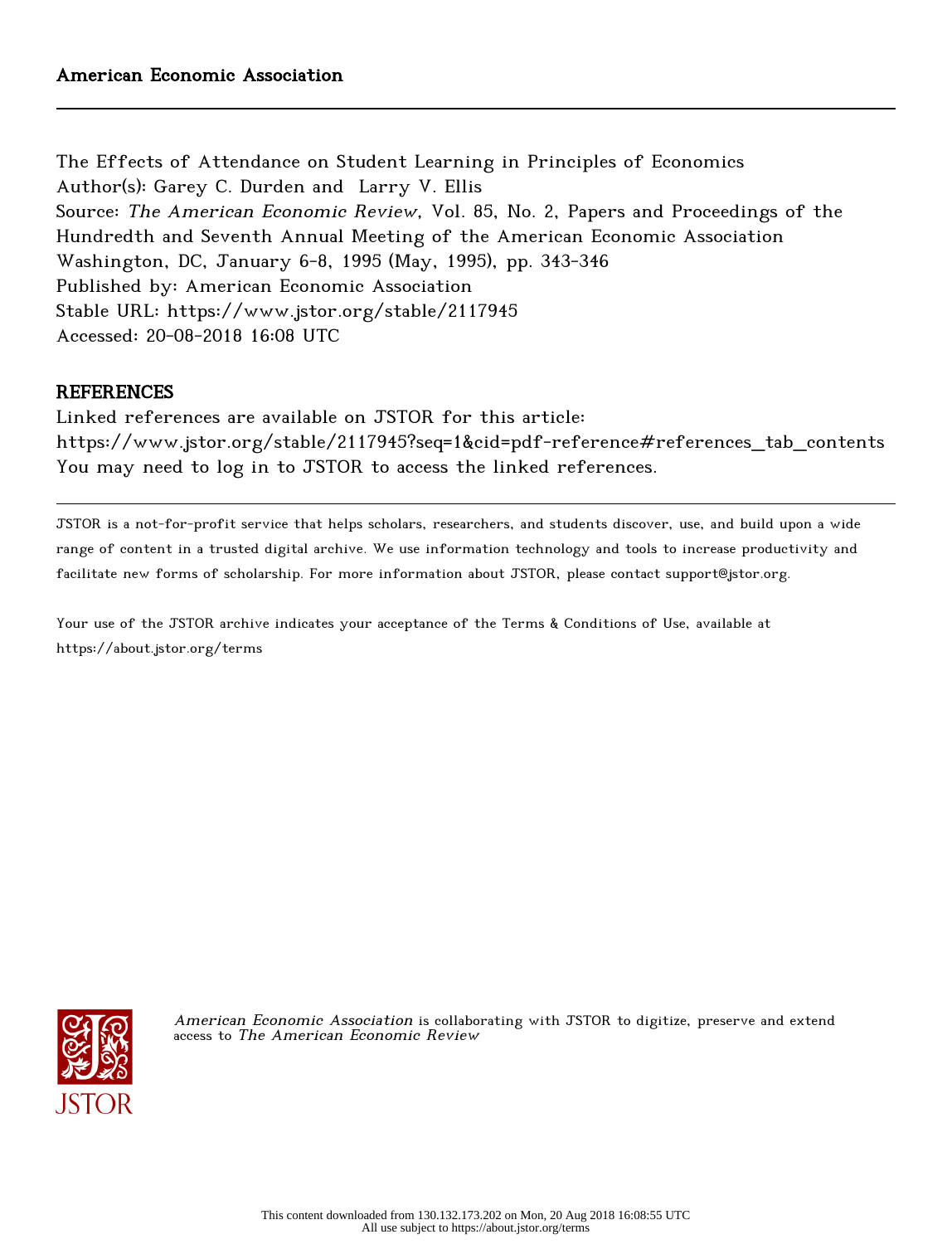American Economic Association

The Effects of Attendance on Student Learning in Principles of Economics
Author(s): Garey C. Durden and Larry V. Ellis
Source: *The American Economic Review*, Vol. 85, No. 2, Papers and Proceedings of the Hundredth and Seventh Annual Meeting of the American Economic Association Washington, DC, January 6-8, 1995 (May, 1995), pp. 343-346
Published by: American Economic Association
Stable URL: https://www.jstor.org/stable/2117945
Accessed: 20-08-2018 16:08 UTC

## REFERENCES

Linked references are available on JSTOR for this article:
https://www.jstor.org/stable/2117945?seq=1&cid=pdf-reference#references_tab_contents
You may need to log in to JSTOR to access the linked references.

JSTOR is a not-for-profit service that helps scholars, researchers, and students discover, use, and build upon a wide range of content in a trusted digital archive. We use information technology and tools to increase productivity and facilitate new forms of scholarship. For more information about JSTOR, please contact support@jstor.org.

Your use of the JSTOR archive indicates your acceptance of the Terms & Conditions of Use, available at https://about.jstor.org/terms

*American Economic Association* is collaborating with JSTOR to digitize, preserve and extend access to *The American Economic Review*

This content downloaded from 130.132.173.202 on Mon, 20 Aug 2018 16:08:55 UTC
All use subject to https://about.jstor.org/terms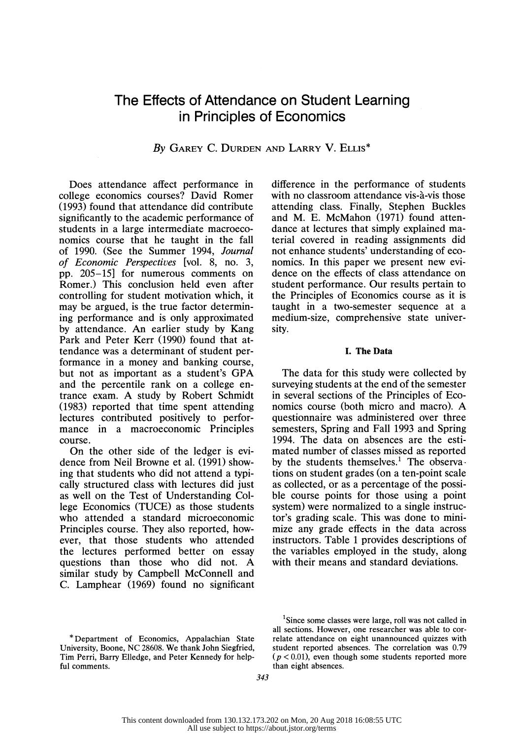# The Effects of Attendance on Student Learning in Principles of Economics

*By* GAREY C. DURDEN AND LARRY V. ELLIS*

Does attendance affect performance in college economics courses? David Romer (1993) found that attendance did contribute significantly to the academic performance of students in a large intermediate macroeconomics course that he taught in the fall of 1990. (See the Summer 1994, *Journal of Economic Perspectives* [vol. 8, no. 3, pp. 205–15] for numerous comments on Romer.) This conclusion held even after controlling for student motivation which, it may be argued, is the true factor determining performance and is only approximated by attendance. An earlier study by Kang Park and Peter Kerr (1990) found that attendance was a determinant of student performance in a money and banking course, but not as important as a student's GPA and the percentile rank on a college entrance exam. A study by Robert Schmidt (1983) reported that time spent attending lectures contributed positively to performance in a macroeconomic Principles course.

On the other side of the ledger is evidence from Neil Browne et al. (1991) showing that students who did not attend a typically structured class with lectures did just as well on the Test of Understanding College Economics (TUCE) as those students who attended a standard microeconomic Principles course. They also reported, however, that those students who attended the lectures performed better on essay questions than those who did not. A similar study by Campbell McConnell and C. Lamphear (1969) found no significant difference in the performance of students with no classroom attendance vis-à-vis those attending class. Finally, Stephen Buckles and M. E. McMahon (1971) found attendance at lectures that simply explained material covered in reading assignments did not enhance students' understanding of economics. In this paper we present new evidence on the effects of class attendance on student performance. Our results pertain to the Principles of Economics course as it is taught in a two-semester sequence at a medium-size, comprehensive state university.

### I. The Data

The data for this study were collected by surveying students at the end of the semester in several sections of the Principles of Economics course (both micro and macro). A questionnaire was administered over three semesters, Spring and Fall 1993 and Spring 1994. The data on absences are the estimated number of classes missed as reported by the students themselves.[1] The observations on student grades (on a ten-point scale as collected, or as a percentage of the possible course points for those using a point system) were normalized to a single instructor's grading scale. This was done to minimize any grade effects in the data across instructors. Table 1 provides descriptions of the variables employed in the study, along with their means and standard deviations.

---

*Department of Economics, Appalachian State University, Boone, NC 28608. We thank John Siegfried, Tim Perri, Barry Elledge, and Peter Kennedy for helpful comments.

[1]Since some classes were large, roll was not called in all sections. However, one researcher was able to correlate attendance on eight unannounced quizzes with student reported absences. The correlation was 0.79 ($p < 0.01$), even though some students reported more than eight absences.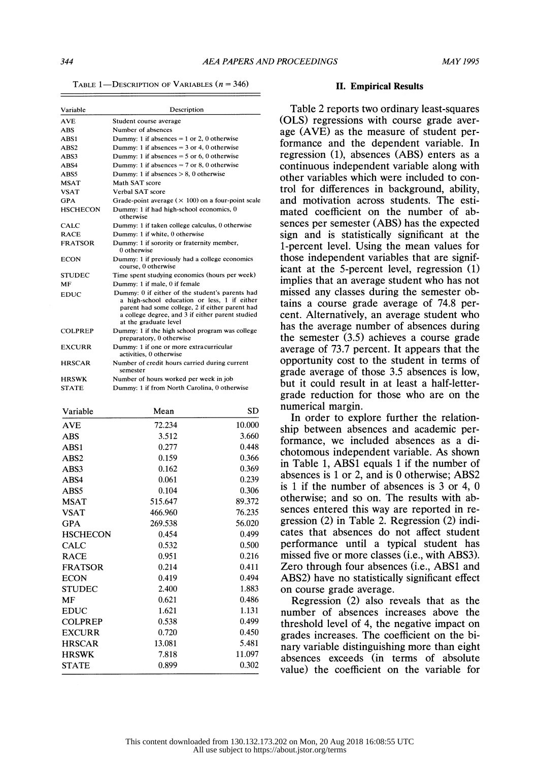TABLE 1—DESCRIPTION OF VARIABLES ($n = 346$)

| Variable | Description |
|---|---|
| AVE | Student course average |
| ABS | Number of absences |
| ABS1 | Dummy: 1 if absences = 1 or 2, 0 otherwise |
| ABS2 | Dummy: 1 if absences = 3 or 4, 0 otherwise |
| ABS3 | Dummy: 1 if absences = 5 or 6, 0 otherwise |
| ABS4 | Dummy: 1 if absences = 7 or 8, 0 otherwise |
| ABS5 | Dummy: 1 if absences > 8, 0 otherwise |
| MSAT | Math SAT score |
| VSAT | Verbal SAT score |
| GPA | Grade-point average (× 100) on a four-point scale |
| HSCHECON | Dummy: 1 if had high-school economics, 0 otherwise |
| CALC | Dummy: 1 if taken college calculus, 0 otherwise |
| RACE | Dummy: 1 if white, 0 otherwise |
| FRATSOR | Dummy: 1 if sorority or fraternity member, 0 otherwise |
| ECON | Dummy: 1 if previously had a college economics course, 0 otherwise |
| STUDEC | Time spent studying economics (hours per week) |
| MF | Dummy: 1 if male, 0 if female |
| EDUC | Dummy: 0 if either of the student's parents had a high-school education or less, 1 if either parent had some college, 2 if either parent had a college degree, and 3 if either parent studied at the graduate level |
| COLPREP | Dummy: 1 if the high school program was college preparatory, 0 otherwise |
| EXCURR | Dummy: 1 if one or more extracurricular activities, 0 otherwise |
| HRSCAR | Number of credit hours carried during current semester |
| HRSWK | Number of hours worked per week in job |
| STATE | Dummy: 1 if from North Carolina, 0 otherwise |

| Variable | Mean | SD |
|---|---|---|
| AVE | 72.234 | 10.000 |
| ABS | 3.512 | 3.660 |
| ABS1 | 0.277 | 0.448 |
| ABS2 | 0.159 | 0.366 |
| ABS3 | 0.162 | 0.369 |
| ABS4 | 0.061 | 0.239 |
| ABS5 | 0.104 | 0.306 |
| MSAT | 515.647 | 89.372 |
| VSAT | 466.960 | 76.235 |
| GPA | 269.538 | 56.020 |
| HSCHECON | 0.454 | 0.499 |
| CALC | 0.532 | 0.500 |
| RACE | 0.951 | 0.216 |
| FRATSOR | 0.214 | 0.411 |
| ECON | 0.419 | 0.494 |
| STUDEC | 2.400 | 1.883 |
| MF | 0.621 | 0.486 |
| EDUC | 1.621 | 1.131 |
| COLPREP | 0.538 | 0.499 |
| EXCURR | 0.720 | 0.450 |
| HRSCAR | 13.081 | 5.481 |
| HRSWK | 7.818 | 11.097 |
| STATE | 0.899 | 0.302 |

## II. Empirical Results

Table 2 reports two ordinary least-squares (OLS) regressions with course grade average (AVE) as the measure of student performance and the dependent variable. In regression (1), absences (ABS) enters as a continuous independent variable along with other variables which were included to control for differences in background, ability, and motivation across students. The estimated coefficient on the number of absences per semester (ABS) has the expected sign and is statistically significant at the 1-percent level. Using the mean values for those independent variables that are significant at the 5-percent level, regression (1) implies that an average student who has not missed any classes during the semester obtains a course grade average of 74.8 percent. Alternatively, an average student who has the average number of absences during the semester (3.5) achieves a course grade average of 73.7 percent. It appears that the opportunity cost to the student in terms of grade average of those 3.5 absences is low, but it could result in at least a half-letter-grade reduction for those who are on the numerical margin.

In order to explore further the relationship between absences and academic performance, we included absences as a dichotomous independent variable. As shown in Table 1, ABS1 equals 1 if the number of absences is 1 or 2, and is 0 otherwise; ABS2 is 1 if the number of absences is 3 or 4, 0 otherwise; and so on. The results with absences entered this way are reported in regression (2) in Table 2. Regression (2) indicates that absences do not affect student performance until a typical student has missed five or more classes (i.e., with ABS3). Zero through four absences (i.e., ABS1 and ABS2) have no statistically significant effect on course grade average.

Regression (2) also reveals that as the number of absences increases above the threshold level of 4, the negative impact on grades increases. The coefficient on the binary variable distinguishing more than eight absences exceeds (in terms of absolute value) the coefficient on the variable for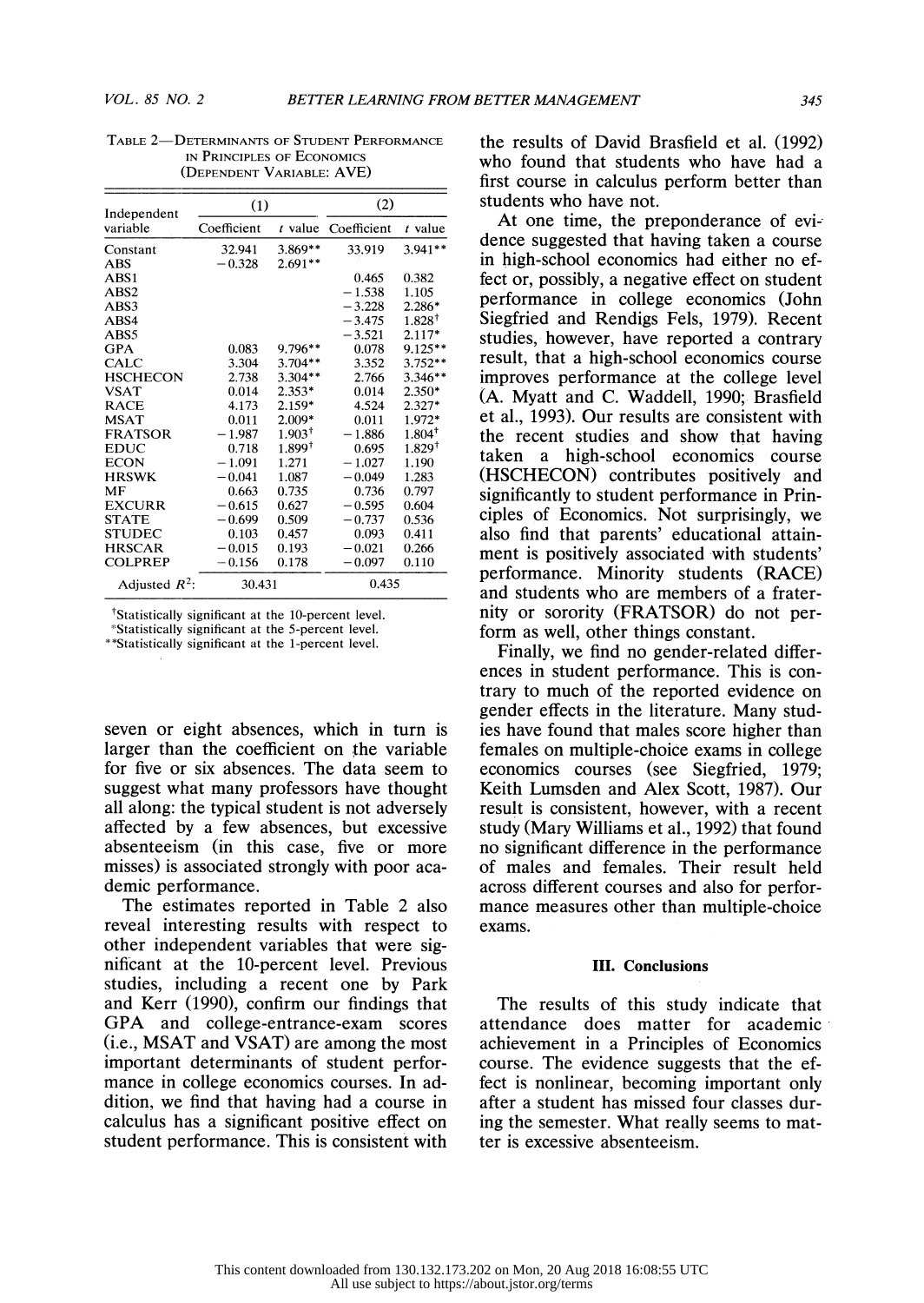TABLE 2—DETERMINANTS OF STUDENT PERFORMANCE IN PRINCIPLES OF ECONOMICS (DEPENDENT VARIABLE: AVE)

| Independent variable | (1) Coefficient | (1) t value | (2) Coefficient | (2) t value |
|---|---|---|---|---|
| Constant | 32.941 | 3.869** | 33.919 | 3.941** |
| ABS | −0.328 | 2.691** | | |
| ABS1 | | | 0.465 | 0.382 |
| ABS2 | | | −1.538 | 1.105 |
| ABS3 | | | −3.228 | 2.286* |
| ABS4 | | | −3.475 | 1.828† |
| ABS5 | | | −3.521 | 2.117* |
| GPA | 0.083 | 9.796** | 0.078 | 9.125** |
| CALC | 3.304 | 3.704** | 3.352 | 3.752** |
| HSCHECON | 2.738 | 3.304** | 2.766 | 3.346** |
| VSAT | 0.014 | 2.353* | 0.014 | 2.350* |
| RACE | 4.173 | 2.159* | 4.524 | 2.327* |
| MSAT | 0.011 | 2.009* | 0.011 | 1.972* |
| FRATSOR | −1.987 | 1.903† | −1.886 | 1.804† |
| EDUC | 0.718 | 1.899† | 0.695 | 1.829† |
| ECON | −1.091 | 1.271 | −1.027 | 1.190 |
| HRSWK | −0.041 | 1.087 | −0.049 | 1.283 |
| MF | 0.663 | 0.735 | 0.736 | 0.797 |
| EXCURR | −0.615 | 0.627 | −0.595 | 0.604 |
| STATE | −0.699 | 0.509 | −0.737 | 0.536 |
| STUDEC | 0.103 | 0.457 | 0.093 | 0.411 |
| HRSCAR | −0.015 | 0.193 | −0.021 | 0.266 |
| COLPREP | −0.156 | 0.178 | −0.097 | 0.110 |
| Adjusted $R^2$: | 30.431 | | 0.435 | |

†Statistically significant at the 10-percent level.
*Statistically significant at the 5-percent level.
**Statistically significant at the 1-percent level.

seven or eight absences, which in turn is larger than the coefficient on the variable for five or six absences. The data seem to suggest what many professors have thought all along: the typical student is not adversely affected by a few absences, but excessive absenteeism (in this case, five or more misses) is associated strongly with poor academic performance.

The estimates reported in Table 2 also reveal interesting results with respect to other independent variables that were significant at the 10-percent level. Previous studies, including a recent one by Park and Kerr (1990), confirm our findings that GPA and college-entrance-exam scores (i.e., MSAT and VSAT) are among the most important determinants of student performance in college economics courses. In addition, we find that having had a course in calculus has a significant positive effect on student performance. This is consistent with the results of David Brasfield et al. (1992) who found that students who have had a first course in calculus perform better than students who have not.

At one time, the preponderance of evidence suggested that having taken a course in high-school economics had either no effect or, possibly, a negative effect on student performance in college economics (John Siegfried and Rendigs Fels, 1979). Recent studies, however, have reported a contrary result, that a high-school economics course improves performance at the college level (A. Myatt and C. Waddell, 1990; Brasfield et al., 1993). Our results are consistent with the recent studies and show that having taken a high-school economics course (HSCHECON) contributes positively and significantly to student performance in Principles of Economics. Not surprisingly, we also find that parents' educational attainment is positively associated with students' performance. Minority students (RACE) and students who are members of a fraternity or sorority (FRATSOR) do not perform as well, other things constant.

Finally, we find no gender-related differences in student performance. This is contrary to much of the reported evidence on gender effects in the literature. Many studies have found that males score higher than females on multiple-choice exams in college economics courses (see Siegfried, 1979; Keith Lumsden and Alex Scott, 1987). Our result is consistent, however, with a recent study (Mary Williams et al., 1992) that found no significant difference in the performance of males and females. Their result held across different courses and also for performance measures other than multiple-choice exams.

### III. Conclusions

The results of this study indicate that attendance does matter for academic achievement in a Principles of Economics course. The evidence suggests that the effect is nonlinear, becoming important only after a student has missed four classes during the semester. What really seems to matter is excessive absenteeism.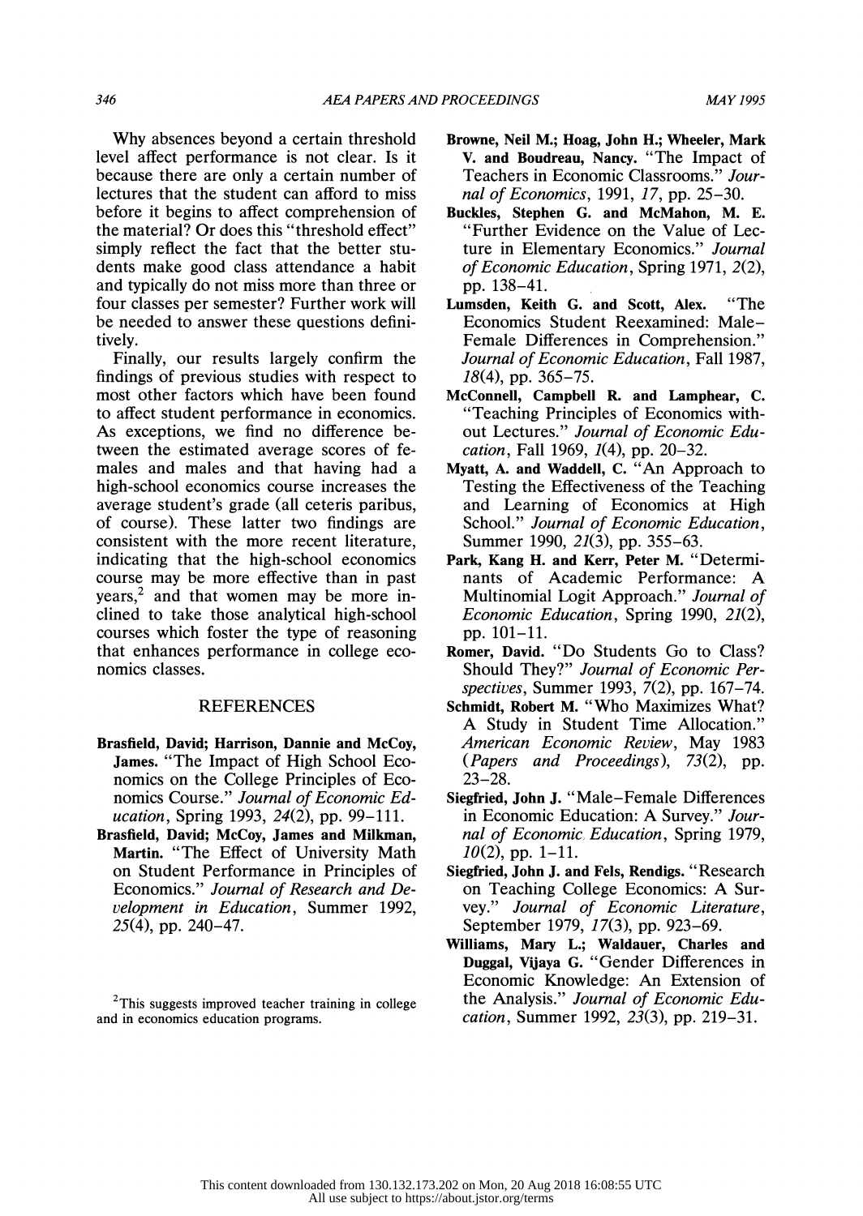Why absences beyond a certain threshold level affect performance is not clear. Is it because there are only a certain number of lectures that the student can afford to miss before it begins to affect comprehension of the material? Or does this "threshold effect" simply reflect the fact that the better students make good class attendance a habit and typically do not miss more than three or four classes per semester? Further work will be needed to answer these questions definitively.

Finally, our results largely confirm the findings of previous studies with respect to most other factors which have been found to affect student performance in economics. As exceptions, we find no difference between the estimated average scores of females and males and that having had a high-school economics course increases the average student's grade (all ceteris paribus, of course). These latter two findings are consistent with the more recent literature, indicating that the high-school economics course may be more effective than in past years,[2] and that women may be more inclined to take those analytical high-school courses which foster the type of reasoning that enhances performance in college economics classes.

[2]This suggests improved teacher training in college and in economics education programs.

## REFERENCES

**Brasfield, David; Harrison, Dannie and McCoy, James.** "The Impact of High School Economics on the College Principles of Economics Course." *Journal of Economic Education*, Spring 1993, *24*(2), pp. 99–111.

**Brasfield, David; McCoy, James and Milkman, Martin.** "The Effect of University Math on Student Performance in Principles of Economics." *Journal of Research and Development in Education*, Summer 1992, *25*(4), pp. 240–47.

**Browne, Neil M.; Hoag, John H.; Wheeler, Mark V. and Boudreau, Nancy.** "The Impact of Teachers in Economic Classrooms." *Journal of Economics*, 1991, *17*, pp. 25–30.

**Buckles, Stephen G. and McMahon, M. E.** "Further Evidence on the Value of Lecture in Elementary Economics." *Journal of Economic Education*, Spring 1971, *2*(2), pp. 138–41.

**Lumsden, Keith G. and Scott, Alex.** "The Economics Student Reexamined: Male–Female Differences in Comprehension." *Journal of Economic Education*, Fall 1987, *18*(4), pp. 365–75.

**McConnell, Campbell R. and Lamphear, C.** "Teaching Principles of Economics without Lectures." *Journal of Economic Education*, Fall 1969, *1*(4), pp. 20–32.

**Myatt, A. and Waddell, C.** "An Approach to Testing the Effectiveness of the Teaching and Learning of Economics at High School." *Journal of Economic Education*, Summer 1990, *21*(3), pp. 355–63.

**Park, Kang H. and Kerr, Peter M.** "Determinants of Academic Performance: A Multinomial Logit Approach." *Journal of Economic Education*, Spring 1990, *21*(2), pp. 101–11.

**Romer, David.** "Do Students Go to Class? Should They?" *Journal of Economic Perspectives*, Summer 1993, *7*(2), pp. 167–74.

**Schmidt, Robert M.** "Who Maximizes What? A Study in Student Time Allocation." *American Economic Review*, May 1983 (*Papers and Proceedings*), *73*(2), pp. 23–28.

**Siegfried, John J.** "Male–Female Differences in Economic Education: A Survey." *Journal of Economic Education*, Spring 1979, *10*(2), pp. 1–11.

**Siegfried, John J. and Fels, Rendigs.** "Research on Teaching College Economics: A Survey." *Journal of Economic Literature*, September 1979, *17*(3), pp. 923–69.

**Williams, Mary L.; Waldauer, Charles and Duggal, Vijaya G.** "Gender Differences in Economic Knowledge: An Extension of the Analysis." *Journal of Economic Education*, Summer 1992, *23*(3), pp. 219–31.